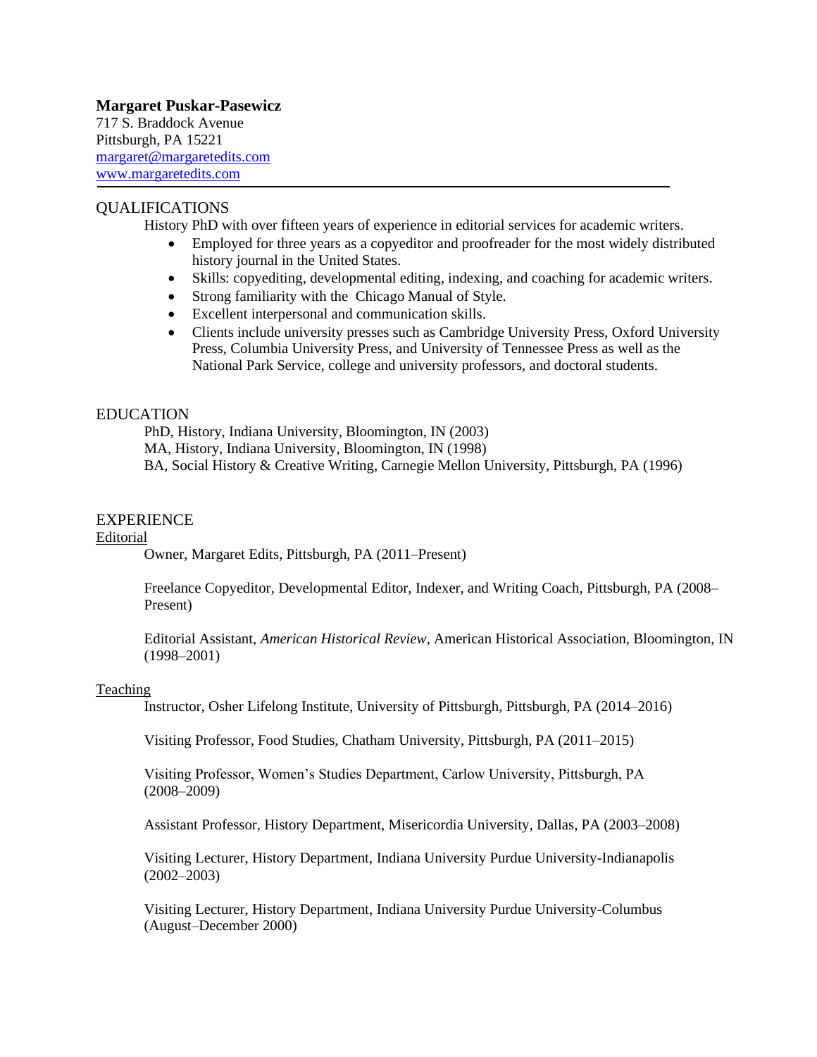**Margaret Puskar-Pasewicz**
717 S. Braddock Avenue
Pittsburgh, PA 15221
margaret@margaretedits.com
www.margaretedits.com

---

## QUALIFICATIONS

History PhD with over fifteen years of experience in editorial services for academic writers.

- Employed for three years as a copyeditor and proofreader for the most widely distributed history journal in the United States.
- Skills: copyediting, developmental editing, indexing, and coaching for academic writers.
- Strong familiarity with the Chicago Manual of Style.
- Excellent interpersonal and communication skills.
- Clients include university presses such as Cambridge University Press, Oxford University Press, Columbia University Press, and University of Tennessee Press as well as the National Park Service, college and university professors, and doctoral students.

## EDUCATION

PhD, History, Indiana University, Bloomington, IN (2003)
MA, History, Indiana University, Bloomington, IN (1998)
BA, Social History & Creative Writing, Carnegie Mellon University, Pittsburgh, PA (1996)

## EXPERIENCE

### Editorial

Owner, Margaret Edits, Pittsburgh, PA (2011–Present)

Freelance Copyeditor, Developmental Editor, Indexer, and Writing Coach, Pittsburgh, PA (2008–Present)

Editorial Assistant, *American Historical Review*, American Historical Association, Bloomington, IN (1998–2001)

### Teaching

Instructor, Osher Lifelong Institute, University of Pittsburgh, Pittsburgh, PA (2014–2016)

Visiting Professor, Food Studies, Chatham University, Pittsburgh, PA (2011–2015)

Visiting Professor, Women's Studies Department, Carlow University, Pittsburgh, PA (2008–2009)

Assistant Professor, History Department, Misericordia University, Dallas, PA (2003–2008)

Visiting Lecturer, History Department, Indiana University Purdue University-Indianapolis (2002–2003)

Visiting Lecturer, History Department, Indiana University Purdue University-Columbus (August–December 2000)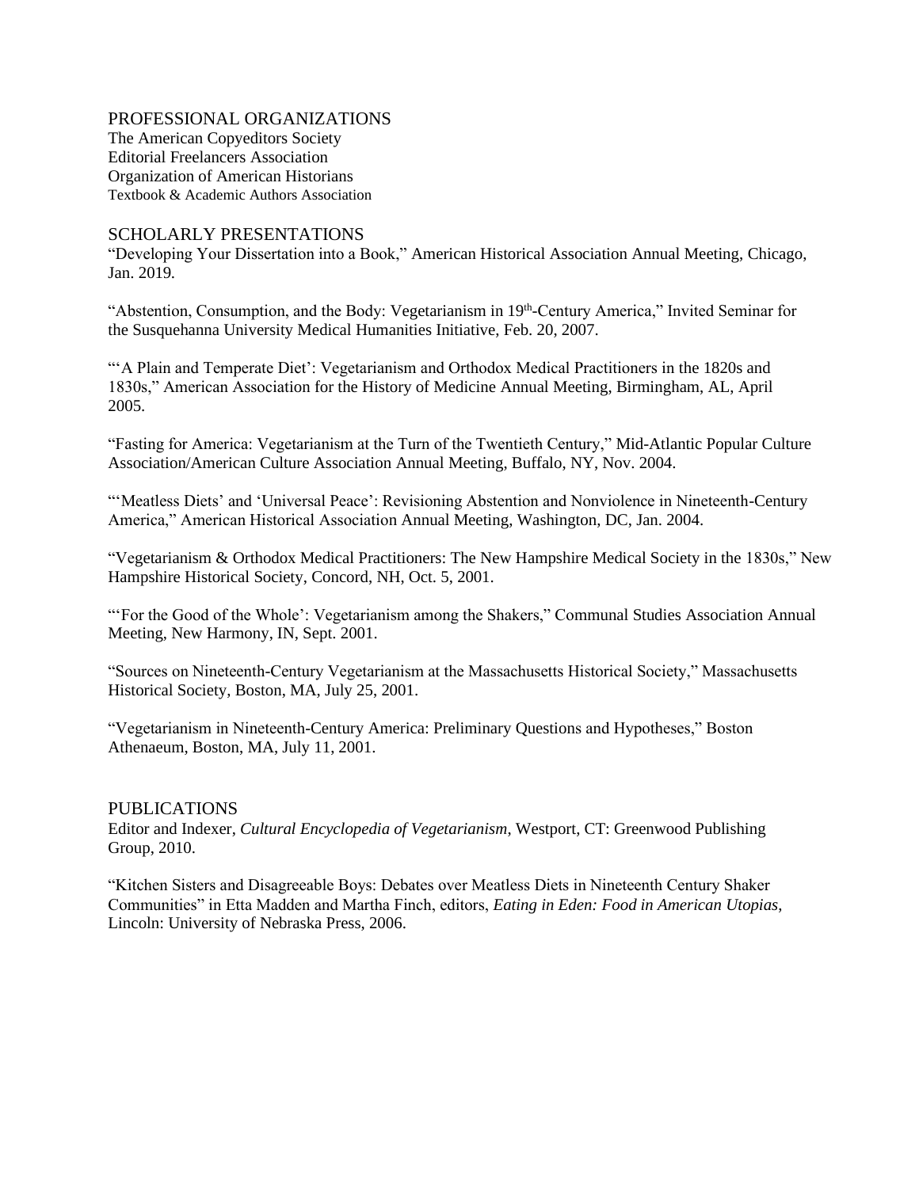## PROFESSIONAL ORGANIZATIONS

The American Copyeditors Society
Editorial Freelancers Association
Organization of American Historians
Textbook & Academic Authors Association

## SCHOLARLY PRESENTATIONS

"Developing Your Dissertation into a Book," American Historical Association Annual Meeting, Chicago, Jan. 2019.

"Abstention, Consumption, and the Body: Vegetarianism in 19th-Century America," Invited Seminar for the Susquehanna University Medical Humanities Initiative, Feb. 20, 2007.

"'A Plain and Temperate Diet': Vegetarianism and Orthodox Medical Practitioners in the 1820s and 1830s," American Association for the History of Medicine Annual Meeting, Birmingham, AL, April 2005.

"Fasting for America: Vegetarianism at the Turn of the Twentieth Century," Mid-Atlantic Popular Culture Association/American Culture Association Annual Meeting, Buffalo, NY, Nov. 2004.

"'Meatless Diets' and 'Universal Peace': Revisioning Abstention and Nonviolence in Nineteenth-Century America," American Historical Association Annual Meeting, Washington, DC, Jan. 2004.

"Vegetarianism & Orthodox Medical Practitioners: The New Hampshire Medical Society in the 1830s," New Hampshire Historical Society, Concord, NH, Oct. 5, 2001.

"'For the Good of the Whole': Vegetarianism among the Shakers," Communal Studies Association Annual Meeting, New Harmony, IN, Sept. 2001.

"Sources on Nineteenth-Century Vegetarianism at the Massachusetts Historical Society," Massachusetts Historical Society, Boston, MA, July 25, 2001.

"Vegetarianism in Nineteenth-Century America: Preliminary Questions and Hypotheses," Boston Athenaeum, Boston, MA, July 11, 2001.

## PUBLICATIONS

Editor and Indexer, *Cultural Encyclopedia of Vegetarianism*, Westport, CT: Greenwood Publishing Group, 2010.

"Kitchen Sisters and Disagreeable Boys: Debates over Meatless Diets in Nineteenth Century Shaker Communities" in Etta Madden and Martha Finch, editors, *Eating in Eden: Food in American Utopias*, Lincoln: University of Nebraska Press, 2006.